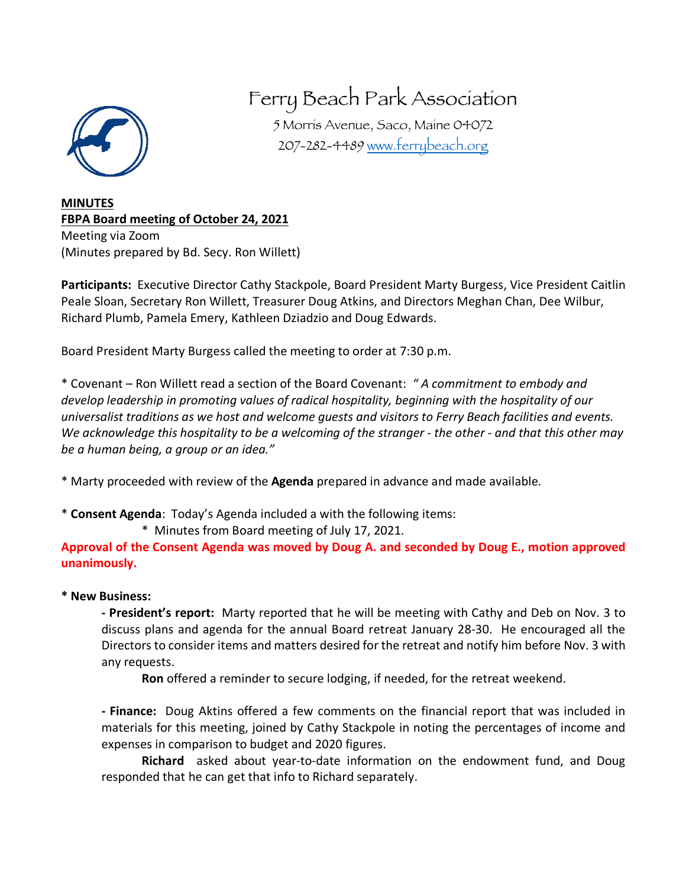# Ferry Beach Park Association

5 Morris Avenue, Saco, Maine 04072
207-282-4489 www.ferrybeach.org

**MINUTES**
**FBPA Board meeting of October 24, 2021**
Meeting via Zoom
(Minutes prepared by Bd. Secy. Ron Willett)

**Participants:** Executive Director Cathy Stackpole, Board President Marty Burgess, Vice President Caitlin Peale Sloan, Secretary Ron Willett, Treasurer Doug Atkins, and Directors Meghan Chan, Dee Wilbur, Richard Plumb, Pamela Emery, Kathleen Dziadzio and Doug Edwards.

Board President Marty Burgess called the meeting to order at 7:30 p.m.

* Covenant – Ron Willett read a section of the Board Covenant: *" A commitment to embody and develop leadership in promoting values of radical hospitality, beginning with the hospitality of our universalist traditions as we host and welcome guests and visitors to Ferry Beach facilities and events. We acknowledge this hospitality to be a welcoming of the stranger - the other - and that this other may be a human being, a group or an idea."*

* Marty proceeded with review of the **Agenda** prepared in advance and made available.

* **Consent Agenda**: Today's Agenda included a with the following items:
    * Minutes from Board meeting of July 17, 2021.

**Approval of the Consent Agenda was moved by Doug A. and seconded by Doug E., motion approved unanimously.**

**\* New Business:**

**- President's report:** Marty reported that he will be meeting with Cathy and Deb on Nov. 3 to discuss plans and agenda for the annual Board retreat January 28-30. He encouraged all the Directors to consider items and matters desired for the retreat and notify him before Nov. 3 with any requests.

**Ron** offered a reminder to secure lodging, if needed, for the retreat weekend.

**- Finance:** Doug Aktins offered a few comments on the financial report that was included in materials for this meeting, joined by Cathy Stackpole in noting the percentages of income and expenses in comparison to budget and 2020 figures.

**Richard** asked about year-to-date information on the endowment fund, and Doug responded that he can get that info to Richard separately.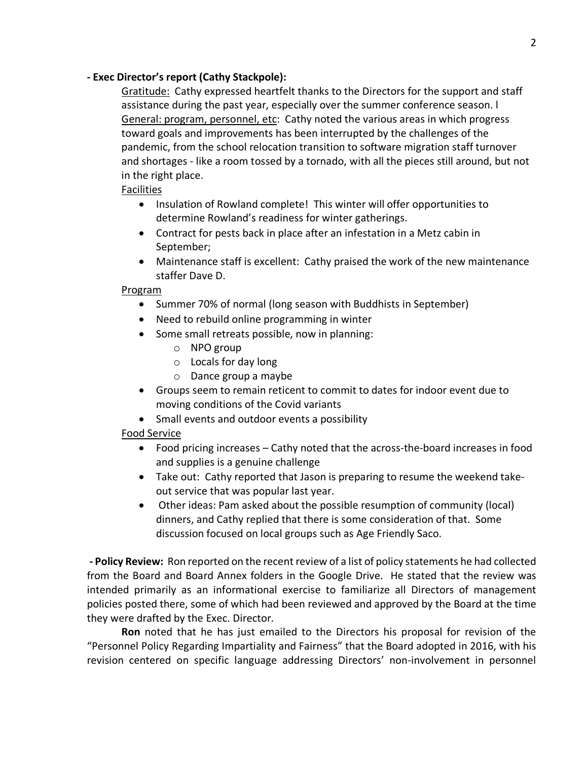**- Exec Director's report (Cathy Stackpole):**

<u>Gratitude:</u> Cathy expressed heartfelt thanks to the Directors for the support and staff assistance during the past year, especially over the summer conference season. l
<u>General: program, personnel, etc</u>: Cathy noted the various areas in which progress toward goals and improvements has been interrupted by the challenges of the pandemic, from the school relocation transition to software migration staff turnover and shortages - like a room tossed by a tornado, with all the pieces still around, but not in the right place.

<u>Facilities</u>

- Insulation of Rowland complete! This winter will offer opportunities to determine Rowland's readiness for winter gatherings.
- Contract for pests back in place after an infestation in a Metz cabin in September;
- Maintenance staff is excellent: Cathy praised the work of the new maintenance staffer Dave D.

<u>Program</u>

- Summer 70% of normal (long season with Buddhists in September)
- Need to rebuild online programming in winter
- Some small retreats possible, now in planning:
  - NPO group
  - Locals for day long
  - Dance group a maybe
- Groups seem to remain reticent to commit to dates for indoor event due to moving conditions of the Covid variants
- Small events and outdoor events a possibility

<u>Food Service</u>

- Food pricing increases – Cathy noted that the across-the-board increases in food and supplies is a genuine challenge
- Take out: Cathy reported that Jason is preparing to resume the weekend take-out service that was popular last year.
- Other ideas: Pam asked about the possible resumption of community (local) dinners, and Cathy replied that there is some consideration of that. Some discussion focused on local groups such as Age Friendly Saco.

**- Policy Review:** Ron reported on the recent review of a list of policy statements he had collected from the Board and Board Annex folders in the Google Drive. He stated that the review was intended primarily as an informational exercise to familiarize all Directors of management policies posted there, some of which had been reviewed and approved by the Board at the time they were drafted by the Exec. Director.

**Ron** noted that he has just emailed to the Directors his proposal for revision of the "Personnel Policy Regarding Impartiality and Fairness" that the Board adopted in 2016, with his revision centered on specific language addressing Directors' non-involvement in personnel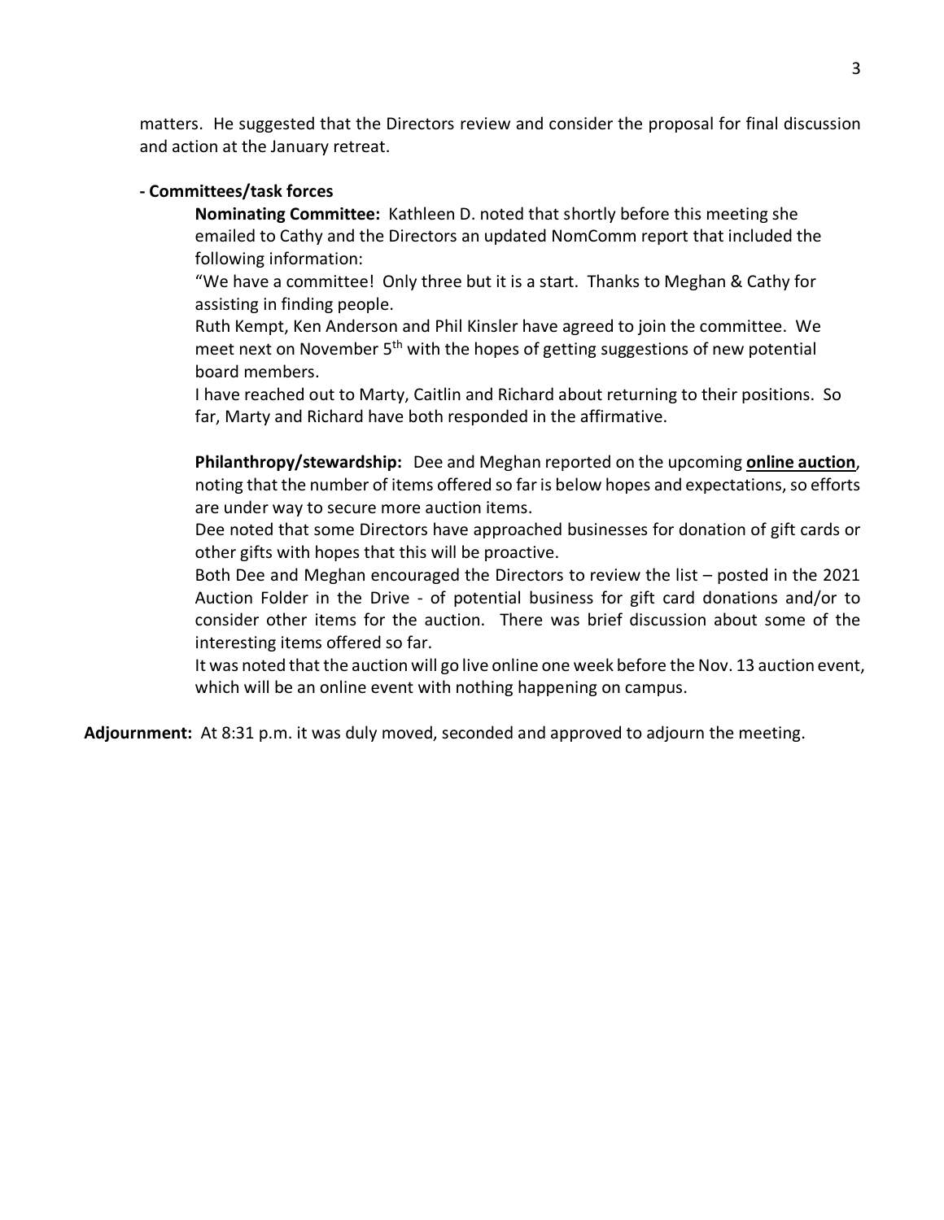matters. He suggested that the Directors review and consider the proposal for final discussion and action at the January retreat.

**- Committees/task forces**

**Nominating Committee:** Kathleen D. noted that shortly before this meeting she emailed to Cathy and the Directors an updated NomComm report that included the following information:

"We have a committee! Only three but it is a start. Thanks to Meghan & Cathy for assisting in finding people.

Ruth Kempt, Ken Anderson and Phil Kinsler have agreed to join the committee. We meet next on November 5th with the hopes of getting suggestions of new potential board members.

I have reached out to Marty, Caitlin and Richard about returning to their positions. So far, Marty and Richard have both responded in the affirmative.

**Philanthropy/stewardship:** Dee and Meghan reported on the upcoming **online auction**, noting that the number of items offered so far is below hopes and expectations, so efforts are under way to secure more auction items.

Dee noted that some Directors have approached businesses for donation of gift cards or other gifts with hopes that this will be proactive.

Both Dee and Meghan encouraged the Directors to review the list – posted in the 2021 Auction Folder in the Drive - of potential business for gift card donations and/or to consider other items for the auction. There was brief discussion about some of the interesting items offered so far.

It was noted that the auction will go live online one week before the Nov. 13 auction event, which will be an online event with nothing happening on campus.

**Adjournment:** At 8:31 p.m. it was duly moved, seconded and approved to adjourn the meeting.